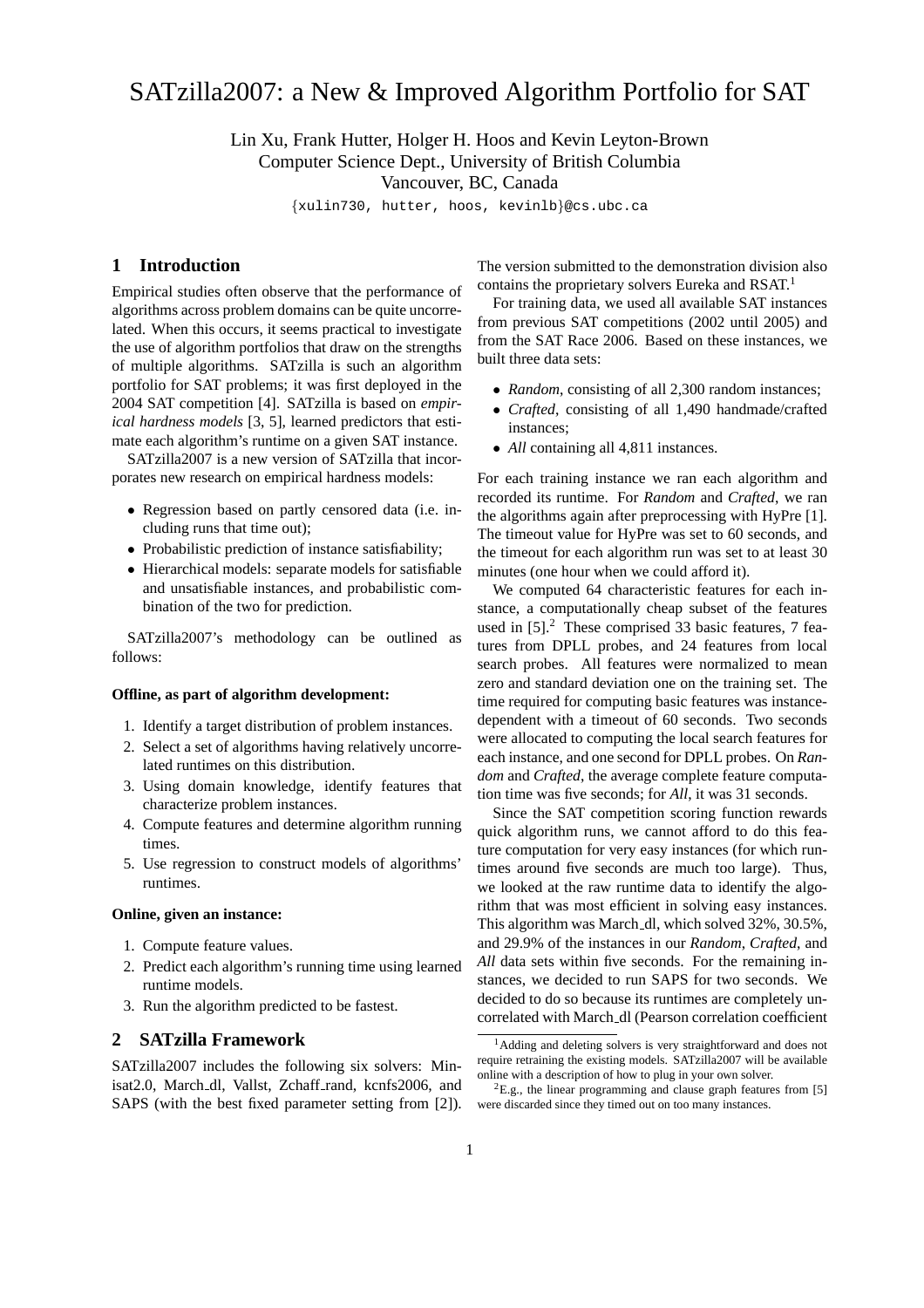# SATzilla2007: a New & Improved Algorithm Portfolio for SAT

Lin Xu, Frank Hutter, Holger H. Hoos and Kevin Leyton-Brown
Computer Science Dept., University of British Columbia
Vancouver, BC, Canada

{xulin730, hutter, hoos, kevinlb}@cs.ubc.ca

## 1 Introduction

Empirical studies often observe that the performance of algorithms across problem domains can be quite uncorrelated. When this occurs, it seems practical to investigate the use of algorithm portfolios that draw on the strengths of multiple algorithms. SATzilla is such an algorithm portfolio for SAT problems; it was first deployed in the 2004 SAT competition [4]. SATzilla is based on *empirical hardness models* [3, 5], learned predictors that estimate each algorithm's runtime on a given SAT instance.

SATzilla2007 is a new version of SATzilla that incorporates new research on empirical hardness models:

- Regression based on partly censored data (i.e. including runs that time out);
- Probabilistic prediction of instance satisfiability;
- Hierarchical models: separate models for satisfiable and unsatisfiable instances, and probabilistic combination of the two for prediction.

SATzilla2007's methodology can be outlined as follows:

**Offline, as part of algorithm development:**

1. Identify a target distribution of problem instances.
2. Select a set of algorithms having relatively uncorrelated runtimes on this distribution.
3. Using domain knowledge, identify features that characterize problem instances.
4. Compute features and determine algorithm running times.
5. Use regression to construct models of algorithms' runtimes.

**Online, given an instance:**

1. Compute feature values.
2. Predict each algorithm's running time using learned runtime models.
3. Run the algorithm predicted to be fastest.

## 2 SATzilla Framework

SATzilla2007 includes the following six solvers: Minisat2.0, March_dl, Vallst, Zchaff_rand, kcnfs2006, and SAPS (with the best fixed parameter setting from [2]). The version submitted to the demonstration division also contains the proprietary solvers Eureka and RSAT.[1]

For training data, we used all available SAT instances from previous SAT competitions (2002 until 2005) and from the SAT Race 2006. Based on these instances, we built three data sets:

- *Random*, consisting of all 2,300 random instances;
- *Crafted*, consisting of all 1,490 handmade/crafted instances;
- *All* containing all 4,811 instances.

For each training instance we ran each algorithm and recorded its runtime. For *Random* and *Crafted*, we ran the algorithms again after preprocessing with HyPre [1]. The timeout value for HyPre was set to 60 seconds, and the timeout for each algorithm run was set to at least 30 minutes (one hour when we could afford it).

We computed 64 characteristic features for each instance, a computationally cheap subset of the features used in [5].[2] These comprised 33 basic features, 7 features from DPLL probes, and 24 features from local search probes. All features were normalized to mean zero and standard deviation one on the training set. The time required for computing basic features was instance-dependent with a timeout of 60 seconds. Two seconds were allocated to computing the local search features for each instance, and one second for DPLL probes. On *Random* and *Crafted*, the average complete feature computation time was five seconds; for *All*, it was 31 seconds.

Since the SAT competition scoring function rewards quick algorithm runs, we cannot afford to do this feature computation for very easy instances (for which runtimes around five seconds are much too large). Thus, we looked at the raw runtime data to identify the algorithm that was most efficient in solving easy instances. This algorithm was March_dl, which solved 32%, 30.5%, and 29.9% of the instances in our *Random*, *Crafted*, and *All* data sets within five seconds. For the remaining instances, we decided to run SAPS for two seconds. We decided to do so because its runtimes are completely uncorrelated with March_dl (Pearson correlation coefficient

[1] Adding and deleting solvers is very straightforward and does not require retraining the existing models. SATzilla2007 will be available online with a description of how to plug in your own solver.

[2] E.g., the linear programming and clause graph features from [5] were discarded since they timed out on too many instances.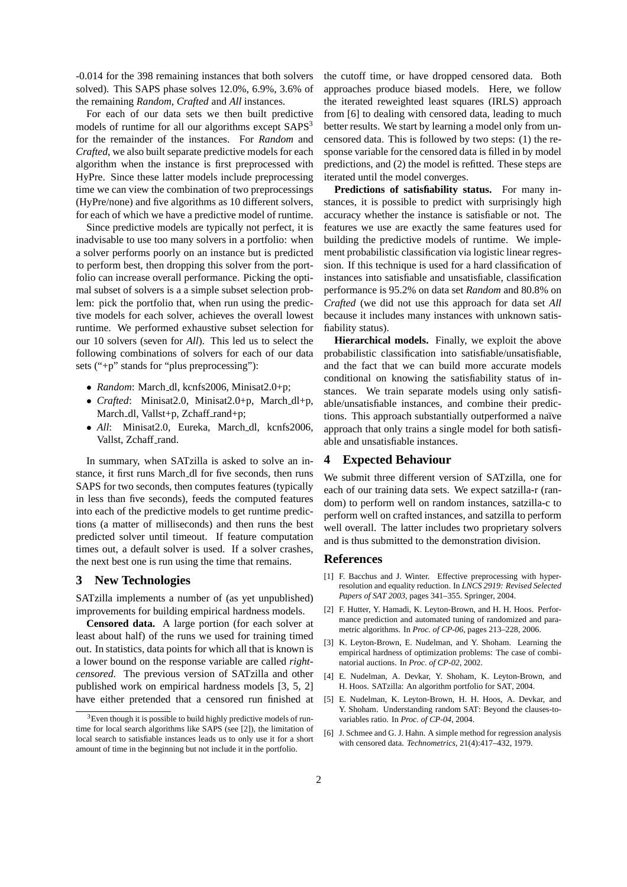-0.014 for the 398 remaining instances that both solvers solved). This SAPS phase solves 12.0%, 6.9%, 3.6% of the remaining *Random*, *Crafted* and *All* instances.

For each of our data sets we then built predictive models of runtime for all our algorithms except SAPS[3] for the remainder of the instances. For *Random* and *Crafted*, we also built separate predictive models for each algorithm when the instance is first preprocessed with HyPre. Since these latter models include preprocessing time we can view the combination of two preprocessings (HyPre/none) and five algorithms as 10 different solvers, for each of which we have a predictive model of runtime.

Since predictive models are typically not perfect, it is inadvisable to use too many solvers in a portfolio: when a solver performs poorly on an instance but is predicted to perform best, then dropping this solver from the portfolio can increase overall performance. Picking the optimal subset of solvers is a a simple subset selection problem: pick the portfolio that, when run using the predictive models for each solver, achieves the overall lowest runtime. We performed exhaustive subset selection for our 10 solvers (seven for *All*). This led us to select the following combinations of solvers for each of our data sets ("+p" stands for "plus preprocessing"):

- *Random*: March_dl, kcnfs2006, Minisat2.0+p;
- *Crafted*: Minisat2.0, Minisat2.0+p, March_dl+p, March_dl, Vallst+p, Zchaff_rand+p;
- *All*: Minisat2.0, Eureka, March_dl, kcnfs2006, Vallst, Zchaff_rand.

In summary, when SATzilla is asked to solve an instance, it first runs March_dl for five seconds, then runs SAPS for two seconds, then computes features (typically in less than five seconds), feeds the computed features into each of the predictive models to get runtime predictions (a matter of milliseconds) and then runs the best predicted solver until timeout. If feature computation times out, a default solver is used. If a solver crashes, the next best one is run using the time that remains.

## 3 New Technologies

SATzilla implements a number of (as yet unpublished) improvements for building empirical hardness models.

**Censored data.** A large portion (for each solver at least about half) of the runs we used for training timed out. In statistics, data points for which all that is known is a lower bound on the response variable are called *right-censored*. The previous version of SATzilla and other published work on empirical hardness models [3, 5, 2] have either pretended that a censored run finished at the cutoff time, or have dropped censored data. Both approaches produce biased models. Here, we follow the iterated reweighted least squares (IRLS) approach from [6] to dealing with censored data, leading to much better results. We start by learning a model only from uncensored data. This is followed by two steps: (1) the response variable for the censored data is filled in by model predictions, and (2) the model is refitted. These steps are iterated until the model converges.

**Predictions of satisfiability status.** For many instances, it is possible to predict with surprisingly high accuracy whether the instance is satisfiable or not. The features we use are exactly the same features used for building the predictive models of runtime. We implement probabilistic classification via logistic linear regression. If this technique is used for a hard classification of instances into satisfiable and unsatisfiable, classification performance is 95.2% on data set *Random* and 80.8% on *Crafted* (we did not use this approach for data set *All* because it includes many instances with unknown satisfiability status).

**Hierarchical models.** Finally, we exploit the above probabilistic classification into satisfiable/unsatisfiable, and the fact that we can build more accurate models conditional on knowing the satisfiability status of instances. We train separate models using only satisfiable/unsatisfiable instances, and combine their predictions. This approach substantially outperformed a naïve approach that only trains a single model for both satisfiable and unsatisfiable instances.

## 4 Expected Behaviour

We submit three different version of SATzilla, one for each of our training data sets. We expect satzilla-r (random) to perform well on random instances, satzilla-c to perform well on crafted instances, and satzilla to perform well overall. The latter includes two proprietary solvers and is thus submitted to the demonstration division.

[3] Even though it is possible to build highly predictive models of runtime for local search algorithms like SAPS (see [2]), the limitation of local search to satisfiable instances leads us to only use it for a short amount of time in the beginning but not include it in the portfolio.

## References

[1] F. Bacchus and J. Winter. Effective preprocessing with hyper-resolution and equality reduction. In *LNCS 2919: Revised Selected Papers of SAT 2003*, pages 341–355. Springer, 2004.

[2] F. Hutter, Y. Hamadi, K. Leyton-Brown, and H. H. Hoos. Performance prediction and automated tuning of randomized and parametric algorithms. In *Proc. of CP-06*, pages 213–228, 2006.

[3] K. Leyton-Brown, E. Nudelman, and Y. Shoham. Learning the empirical hardness of optimization problems: The case of combinatorial auctions. In *Proc. of CP-02*, 2002.

[4] E. Nudelman, A. Devkar, Y. Shoham, K. Leyton-Brown, and H. Hoos. SATzilla: An algorithm portfolio for SAT, 2004.

[5] E. Nudelman, K. Leyton-Brown, H. H. Hoos, A. Devkar, and Y. Shoham. Understanding random SAT: Beyond the clauses-to-variables ratio. In *Proc. of CP-04*, 2004.

[6] J. Schmee and G. J. Hahn. A simple method for regression analysis with censored data. *Technometrics*, 21(4):417–432, 1979.